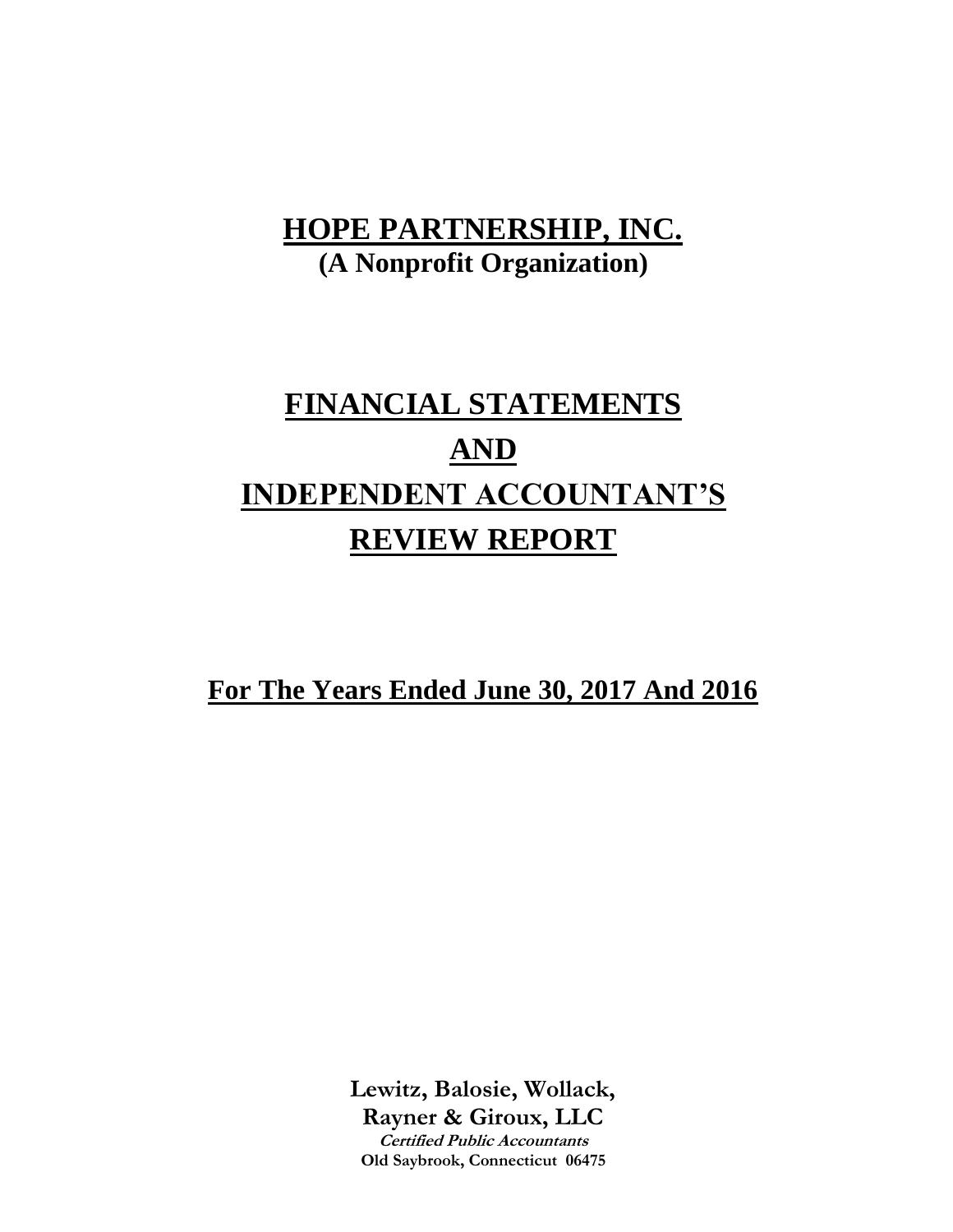# HOPE PARTNERSHIP, INC.

**(A Nonprofit Organization)**

# FINANCIAL STATEMENTS

# AND

# INDEPENDENT ACCOUNTANT'S

# REVIEW REPORT

## For The Years Ended June 30, 2017 And 2016

**Lewitz, Balosie, Wollack,**
**Rayner & Giroux, LLC**
***Certified Public Accountants***
**Old Saybrook, Connecticut 06475**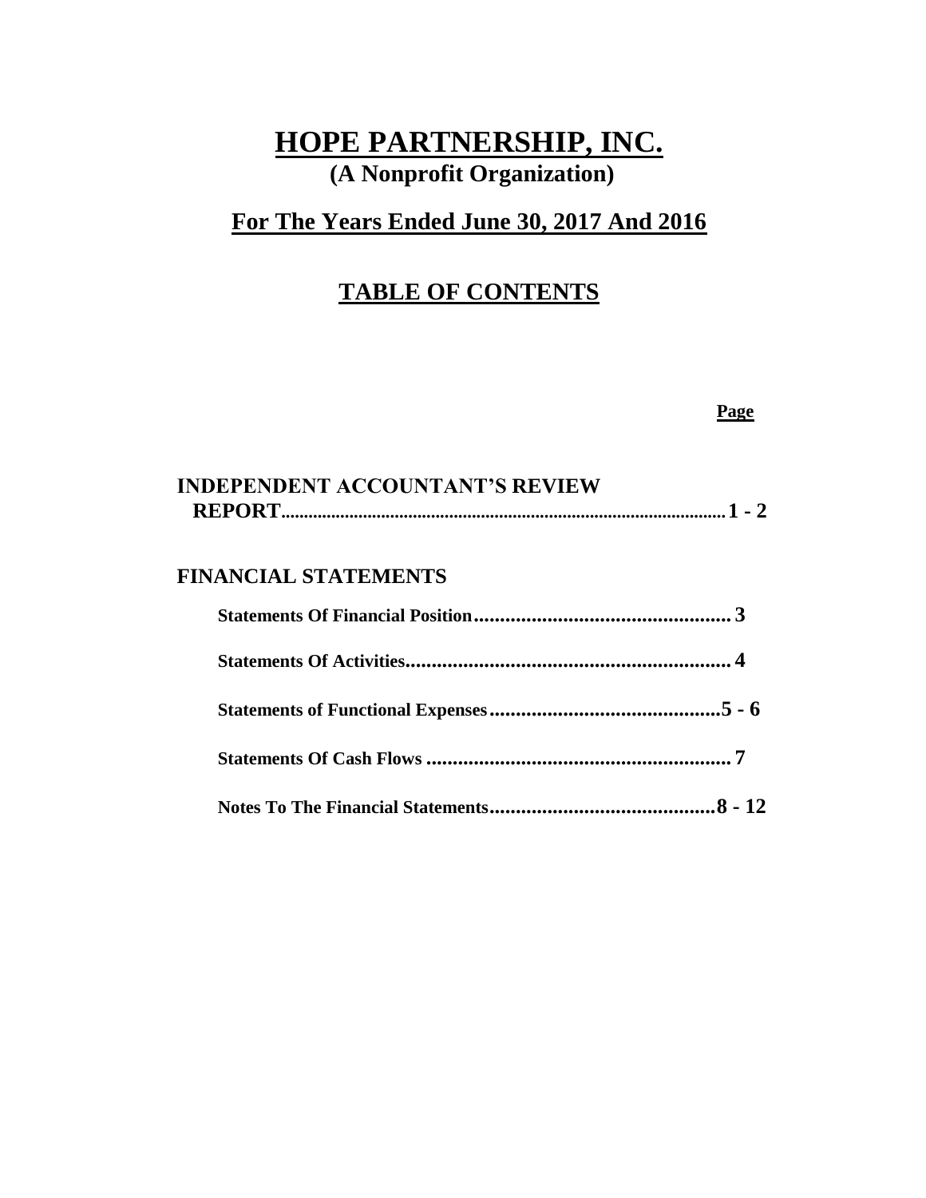# HOPE PARTNERSHIP, INC.

## (A Nonprofit Organization)

## For The Years Ended June 30, 2017 And 2016

## TABLE OF CONTENTS

| | Page |
|---|---|
| **INDEPENDENT ACCOUNTANT'S REVIEW REPORT** | 1 - 2 |
| **FINANCIAL STATEMENTS** | |
| Statements Of Financial Position | 3 |
| Statements Of Activities | 4 |
| Statements of Functional Expenses | 5 - 6 |
| Statements Of Cash Flows | 7 |
| Notes To The Financial Statements | 8 - 12 |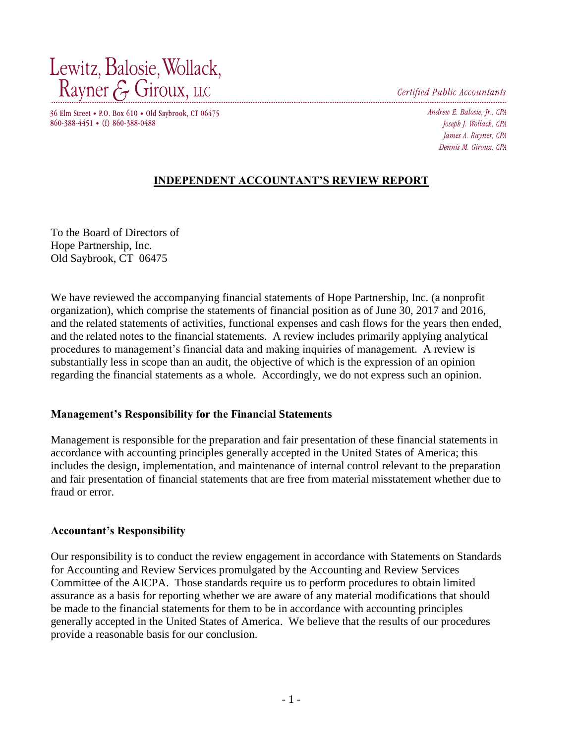Lewitz, Balosie, Wollack, Rayner & Giroux, LLC

*Certified Public Accountants*

36 Elm Street • P.O. Box 610 • Old Saybrook, CT 06475
860-388-4451 • (f) 860-388-0488

*Andrew E. Balosie, Jr., CPA*
*Joseph J. Wollack, CPA*
*James A. Rayner, CPA*
*Dennis M. Giroux, CPA*

# INDEPENDENT ACCOUNTANT'S REVIEW REPORT

To the Board of Directors of
Hope Partnership, Inc.
Old Saybrook, CT 06475

We have reviewed the accompanying financial statements of Hope Partnership, Inc. (a nonprofit organization), which comprise the statements of financial position as of June 30, 2017 and 2016, and the related statements of activities, functional expenses and cash flows for the years then ended, and the related notes to the financial statements. A review includes primarily applying analytical procedures to management's financial data and making inquiries of management. A review is substantially less in scope than an audit, the objective of which is the expression of an opinion regarding the financial statements as a whole. Accordingly, we do not express such an opinion.

**Management's Responsibility for the Financial Statements**

Management is responsible for the preparation and fair presentation of these financial statements in accordance with accounting principles generally accepted in the United States of America; this includes the design, implementation, and maintenance of internal control relevant to the preparation and fair presentation of financial statements that are free from material misstatement whether due to fraud or error.

**Accountant's Responsibility**

Our responsibility is to conduct the review engagement in accordance with Statements on Standards for Accounting and Review Services promulgated by the Accounting and Review Services Committee of the AICPA. Those standards require us to perform procedures to obtain limited assurance as a basis for reporting whether we are aware of any material modifications that should be made to the financial statements for them to be in accordance with accounting principles generally accepted in the United States of America. We believe that the results of our procedures provide a reasonable basis for our conclusion.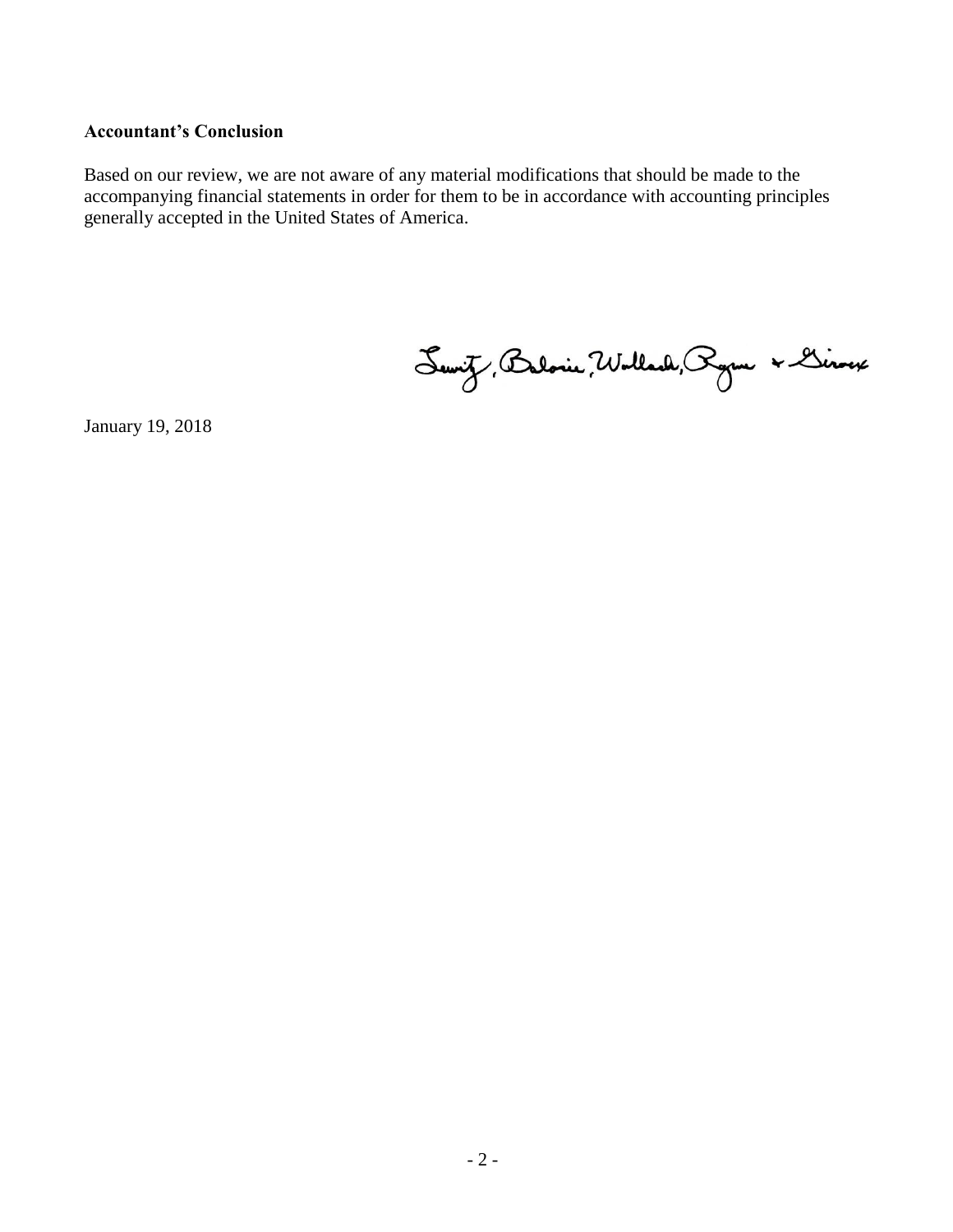**Accountant's Conclusion**

Based on our review, we are not aware of any material modifications that should be made to the accompanying financial statements in order for them to be in accordance with accounting principles generally accepted in the United States of America.

Lewitz, Balosie, Wollach, Ryan & Giroux

January 19, 2018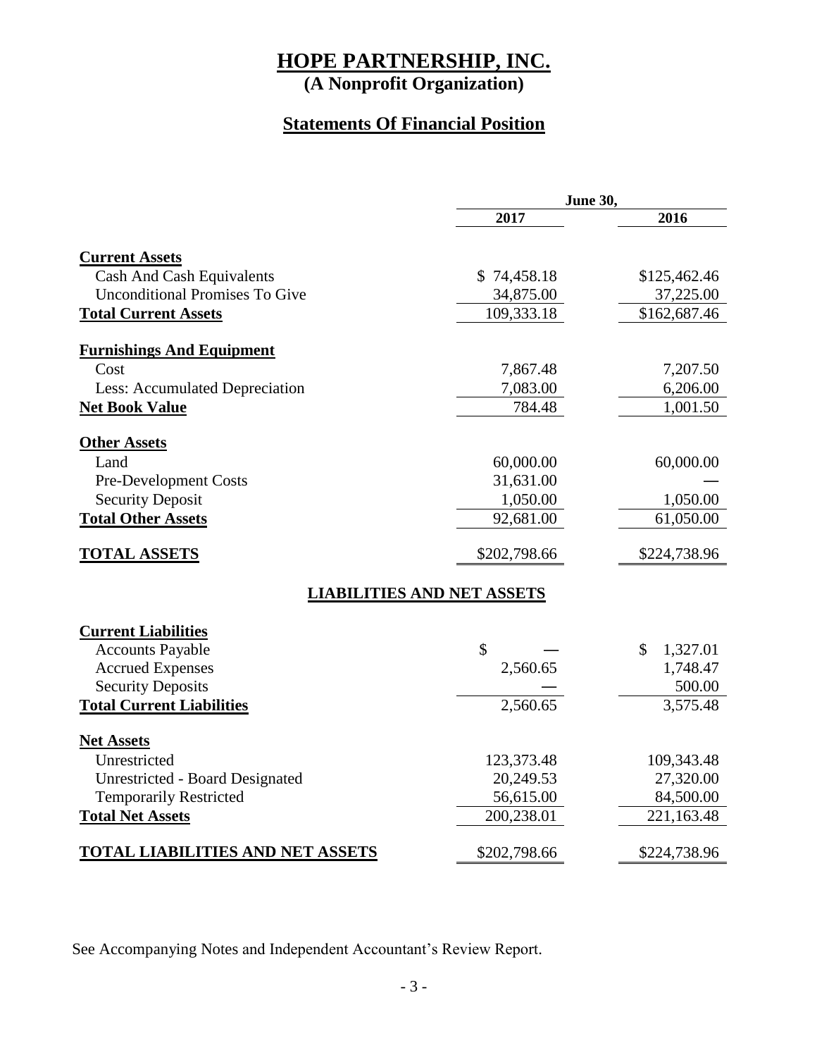# HOPE PARTNERSHIP, INC.

**(A Nonprofit Organization)**

## Statements Of Financial Position

| | June 30, | |
|---|---|---|
| | 2017 | 2016 |
| **Current Assets** | | |
| Cash And Cash Equivalents | $ 74,458.18 | $125,462.46 |
| Unconditional Promises To Give | 34,875.00 | 37,225.00 |
| **Total Current Assets** | 109,333.18 | $162,687.46 |
| **Furnishings And Equipment** | | |
| Cost | 7,867.48 | 7,207.50 |
| Less: Accumulated Depreciation | 7,083.00 | 6,206.00 |
| **Net Book Value** | 784.48 | 1,001.50 |
| **Other Assets** | | |
| Land | 60,000.00 | 60,000.00 |
| Pre-Development Costs | 31,631.00 | — |
| Security Deposit | 1,050.00 | 1,050.00 |
| **Total Other Assets** | 92,681.00 | 61,050.00 |
| **TOTAL ASSETS** | $202,798.66 | $224,738.96 |

### LIABILITIES AND NET ASSETS

| | 2017 | 2016 |
|---|---|---|
| **Current Liabilities** | | |
| Accounts Payable | $ — | $ 1,327.01 |
| Accrued Expenses | 2,560.65 | 1,748.47 |
| Security Deposits | — | 500.00 |
| **Total Current Liabilities** | 2,560.65 | 3,575.48 |
| **Net Assets** | | |
| Unrestricted | 123,373.48 | 109,343.48 |
| Unrestricted - Board Designated | 20,249.53 | 27,320.00 |
| Temporarily Restricted | 56,615.00 | 84,500.00 |
| **Total Net Assets** | 200,238.01 | 221,163.48 |
| **TOTAL LIABILITIES AND NET ASSETS** | $202,798.66 | $224,738.96 |

See Accompanying Notes and Independent Accountant's Review Report.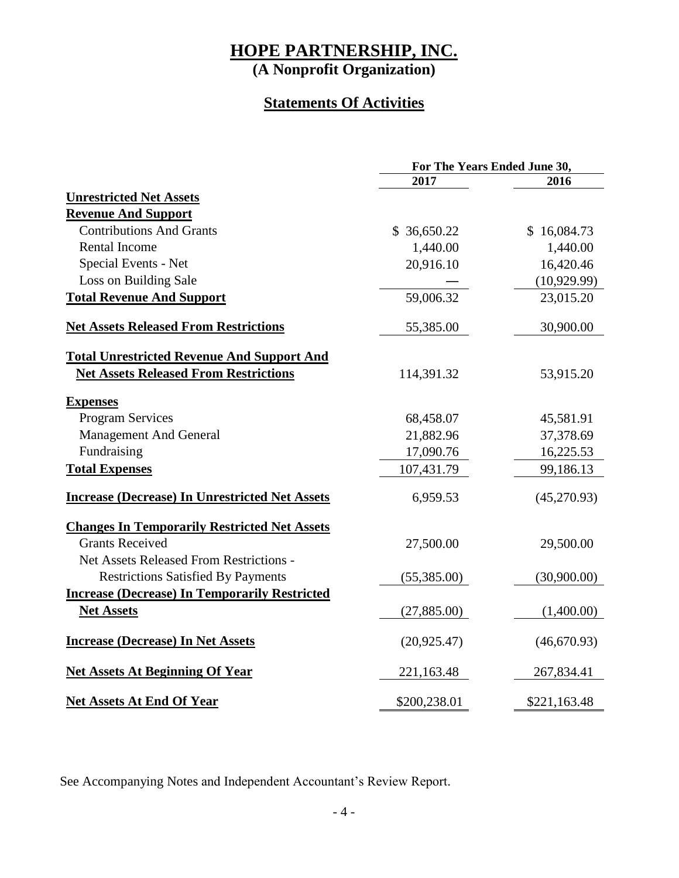# HOPE PARTNERSHIP, INC.
## (A Nonprofit Organization)

## Statements Of Activities

| | For The Years Ended June 30, | |
|---|---|---|
| | 2017 | 2016 |
| **Unrestricted Net Assets** | | |
| **Revenue And Support** | | |
| Contributions And Grants | $ 36,650.22 | $ 16,084.73 |
| Rental Income | 1,440.00 | 1,440.00 |
| Special Events - Net | 20,916.10 | 16,420.46 |
| Loss on Building Sale | — | (10,929.99) |
| **Total Revenue And Support** | 59,006.32 | 23,015.20 |
| **Net Assets Released From Restrictions** | 55,385.00 | 30,900.00 |
| **Total Unrestricted Revenue And Support And Net Assets Released From Restrictions** | 114,391.32 | 53,915.20 |
| **Expenses** | | |
| Program Services | 68,458.07 | 45,581.91 |
| Management And General | 21,882.96 | 37,378.69 |
| Fundraising | 17,090.76 | 16,225.53 |
| **Total Expenses** | 107,431.79 | 99,186.13 |
| **Increase (Decrease) In Unrestricted Net Assets** | 6,959.53 | (45,270.93) |
| **Changes In Temporarily Restricted Net Assets** | | |
| Grants Received | 27,500.00 | 29,500.00 |
| Net Assets Released From Restrictions - Restrictions Satisfied By Payments | (55,385.00) | (30,900.00) |
| **Increase (Decrease) In Temporarily Restricted Net Assets** | (27,885.00) | (1,400.00) |
| **Increase (Decrease) In Net Assets** | (20,925.47) | (46,670.93) |
| **Net Assets At Beginning Of Year** | 221,163.48 | 267,834.41 |
| **Net Assets At End Of Year** | $200,238.01 | $221,163.48 |

See Accompanying Notes and Independent Accountant's Review Report.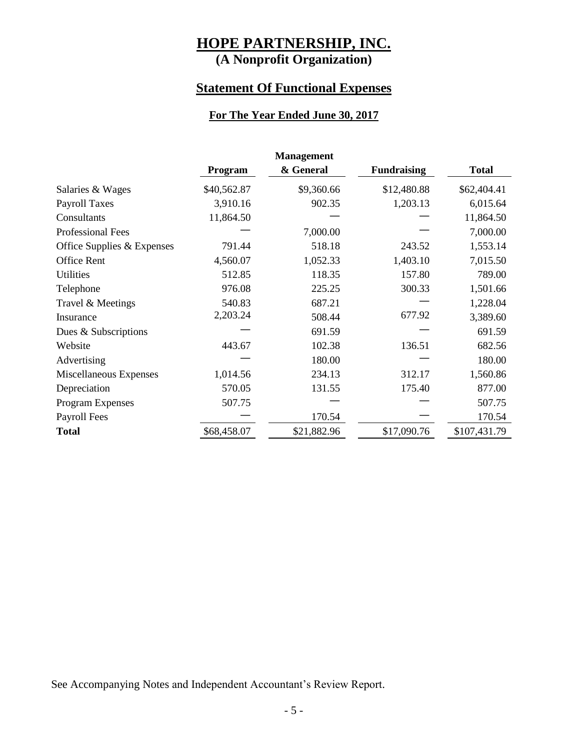# HOPE PARTNERSHIP, INC.

**(A Nonprofit Organization)**

## Statement Of Functional Expenses

### For The Year Ended June 30, 2017

| | Program | Management & General | Fundraising | Total |
|---|---|---|---|---|
| Salaries & Wages | $40,562.87 | $9,360.66 | $12,480.88 | $62,404.41 |
| Payroll Taxes | 3,910.16 | 902.35 | 1,203.13 | 6,015.64 |
| Consultants | 11,864.50 | — | — | 11,864.50 |
| Professional Fees | — | 7,000.00 | — | 7,000.00 |
| Office Supplies & Expenses | 791.44 | 518.18 | 243.52 | 1,553.14 |
| Office Rent | 4,560.07 | 1,052.33 | 1,403.10 | 7,015.50 |
| Utilities | 512.85 | 118.35 | 157.80 | 789.00 |
| Telephone | 976.08 | 225.25 | 300.33 | 1,501.66 |
| Travel & Meetings | 540.83 | 687.21 | — | 1,228.04 |
| Insurance | 2,203.24 | 508.44 | 677.92 | 3,389.60 |
| Dues & Subscriptions | — | 691.59 | — | 691.59 |
| Website | 443.67 | 102.38 | 136.51 | 682.56 |
| Advertising | — | 180.00 | — | 180.00 |
| Miscellaneous Expenses | 1,014.56 | 234.13 | 312.17 | 1,560.86 |
| Depreciation | 570.05 | 131.55 | 175.40 | 877.00 |
| Program Expenses | 507.75 | — | — | 507.75 |
| Payroll Fees | — | 170.54 | — | 170.54 |
| **Total** | $68,458.07 | $21,882.96 | $17,090.76 | $107,431.79 |

See Accompanying Notes and Independent Accountant's Review Report.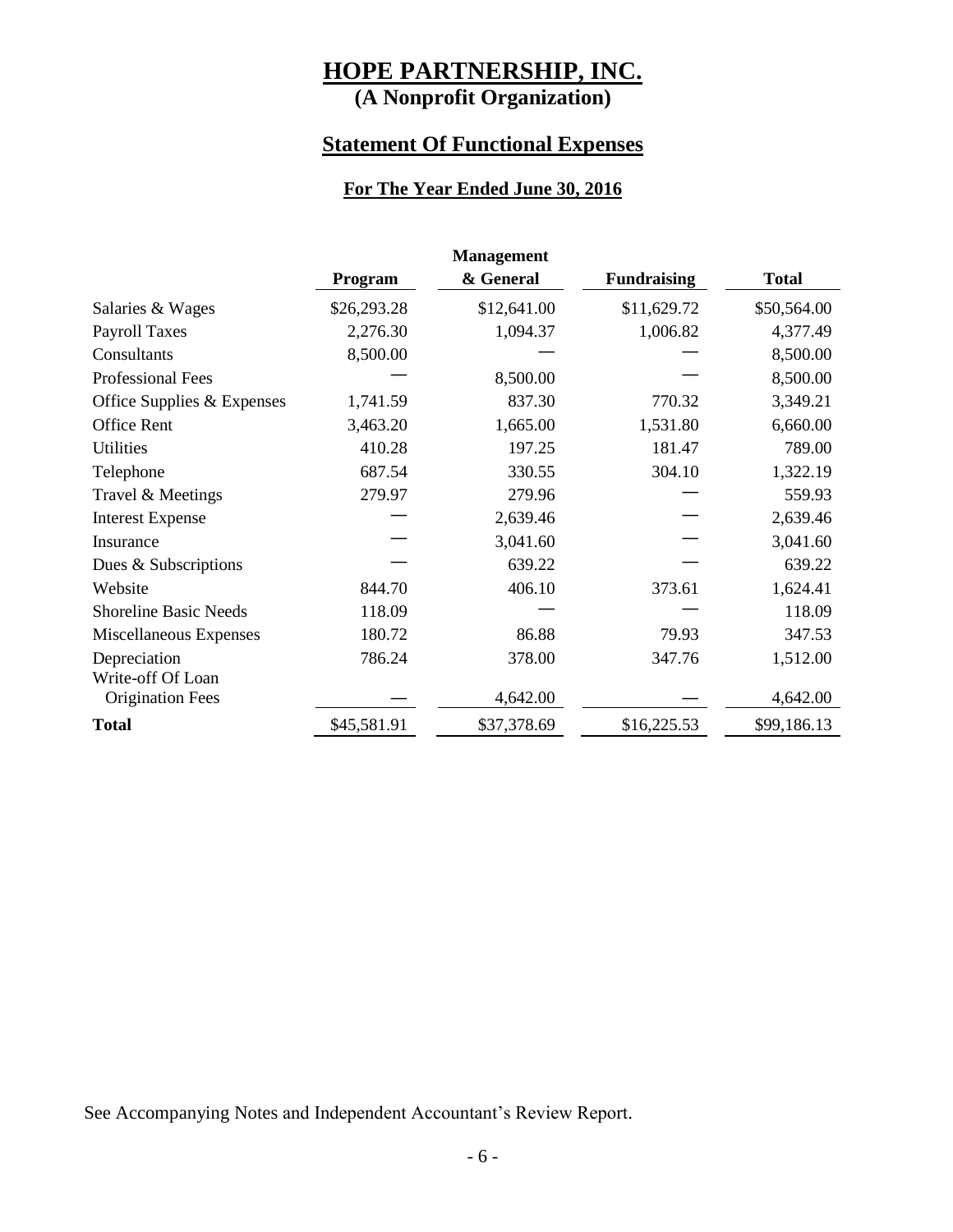# HOPE PARTNERSHIP, INC.
## (A Nonprofit Organization)

## Statement Of Functional Expenses

### For The Year Ended June 30, 2016

| | Program | Management & General | Fundraising | Total |
|---|---|---|---|---|
| Salaries & Wages | $26,293.28 | $12,641.00 | $11,629.72 | $50,564.00 |
| Payroll Taxes | 2,276.30 | 1,094.37 | 1,006.82 | 4,377.49 |
| Consultants | 8,500.00 | — | — | 8,500.00 |
| Professional Fees | — | 8,500.00 | — | 8,500.00 |
| Office Supplies & Expenses | 1,741.59 | 837.30 | 770.32 | 3,349.21 |
| Office Rent | 3,463.20 | 1,665.00 | 1,531.80 | 6,660.00 |
| Utilities | 410.28 | 197.25 | 181.47 | 789.00 |
| Telephone | 687.54 | 330.55 | 304.10 | 1,322.19 |
| Travel & Meetings | 279.97 | 279.96 | — | 559.93 |
| Interest Expense | — | 2,639.46 | — | 2,639.46 |
| Insurance | — | 3,041.60 | — | 3,041.60 |
| Dues & Subscriptions | — | 639.22 | — | 639.22 |
| Website | 844.70 | 406.10 | 373.61 | 1,624.41 |
| Shoreline Basic Needs | 118.09 | — | — | 118.09 |
| Miscellaneous Expenses | 180.72 | 86.88 | 79.93 | 347.53 |
| Depreciation | 786.24 | 378.00 | 347.76 | 1,512.00 |
| Write-off Of Loan Origination Fees | — | 4,642.00 | — | 4,642.00 |
| **Total** | $45,581.91 | $37,378.69 | $16,225.53 | $99,186.13 |

See Accompanying Notes and Independent Accountant's Review Report.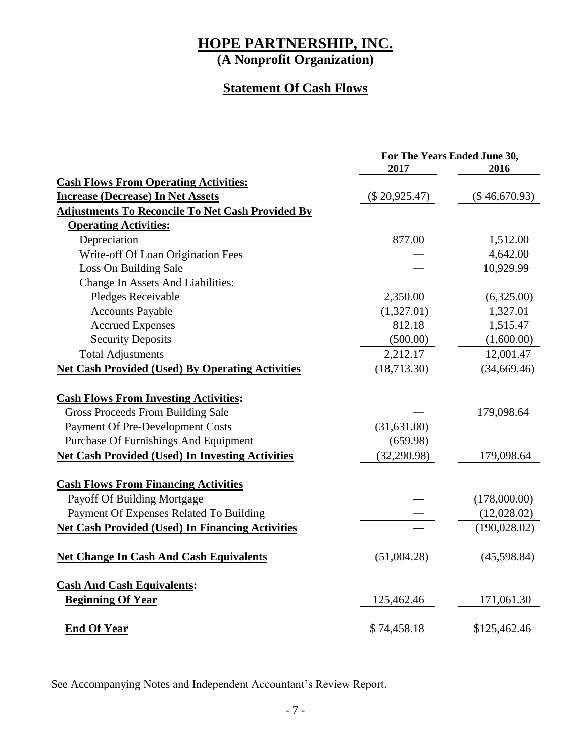# HOPE PARTNERSHIP, INC.

**(A Nonprofit Organization)**

## Statement Of Cash Flows

| | For The Years Ended June 30, | |
|---|---|---|
| | **2017** | **2016** |
| **Cash Flows From Operating Activities:** | | |
| **Increase (Decrease) In Net Assets** | ($ 20,925.47) | ($ 46,670.93) |
| **Adjustments To Reconcile To Net Cash Provided By Operating Activities:** | | |
| Depreciation | 877.00 | 1,512.00 |
| Write-off Of Loan Origination Fees | — | 4,642.00 |
| Loss On Building Sale | — | 10,929.99 |
| Change In Assets And Liabilities: | | |
| Pledges Receivable | 2,350.00 | (6,325.00) |
| Accounts Payable | (1,327.01) | 1,327.01 |
| Accrued Expenses | 812.18 | 1,515.47 |
| Security Deposits | (500.00) | (1,600.00) |
| Total Adjustments | 2,212.17 | 12,001.47 |
| **Net Cash Provided (Used) By Operating Activities** | (18,713.30) | (34,669.46) |
| | | |
| **Cash Flows From Investing Activities:** | | |
| Gross Proceeds From Building Sale | — | 179,098.64 |
| Payment Of Pre-Development Costs | (31,631.00) | |
| Purchase Of Furnishings And Equipment | (659.98) | |
| **Net Cash Provided (Used) In Investing Activities** | (32,290.98) | 179,098.64 |
| | | |
| **Cash Flows From Financing Activities** | | |
| Payoff Of Building Mortgage | — | (178,000.00) |
| Payment Of Expenses Related To Building | — | (12,028.02) |
| **Net Cash Provided (Used) In Financing Activities** | — | (190,028.02) |
| | | |
| **Net Change In Cash And Cash Equivalents** | (51,004.28) | (45,598.84) |
| | | |
| **Cash And Cash Equivalents:** | | |
| **Beginning Of Year** | 125,462.46 | 171,061.30 |
| | | |
| **End Of Year** | $ 74,458.18 | $125,462.46 |

See Accompanying Notes and Independent Accountant's Review Report.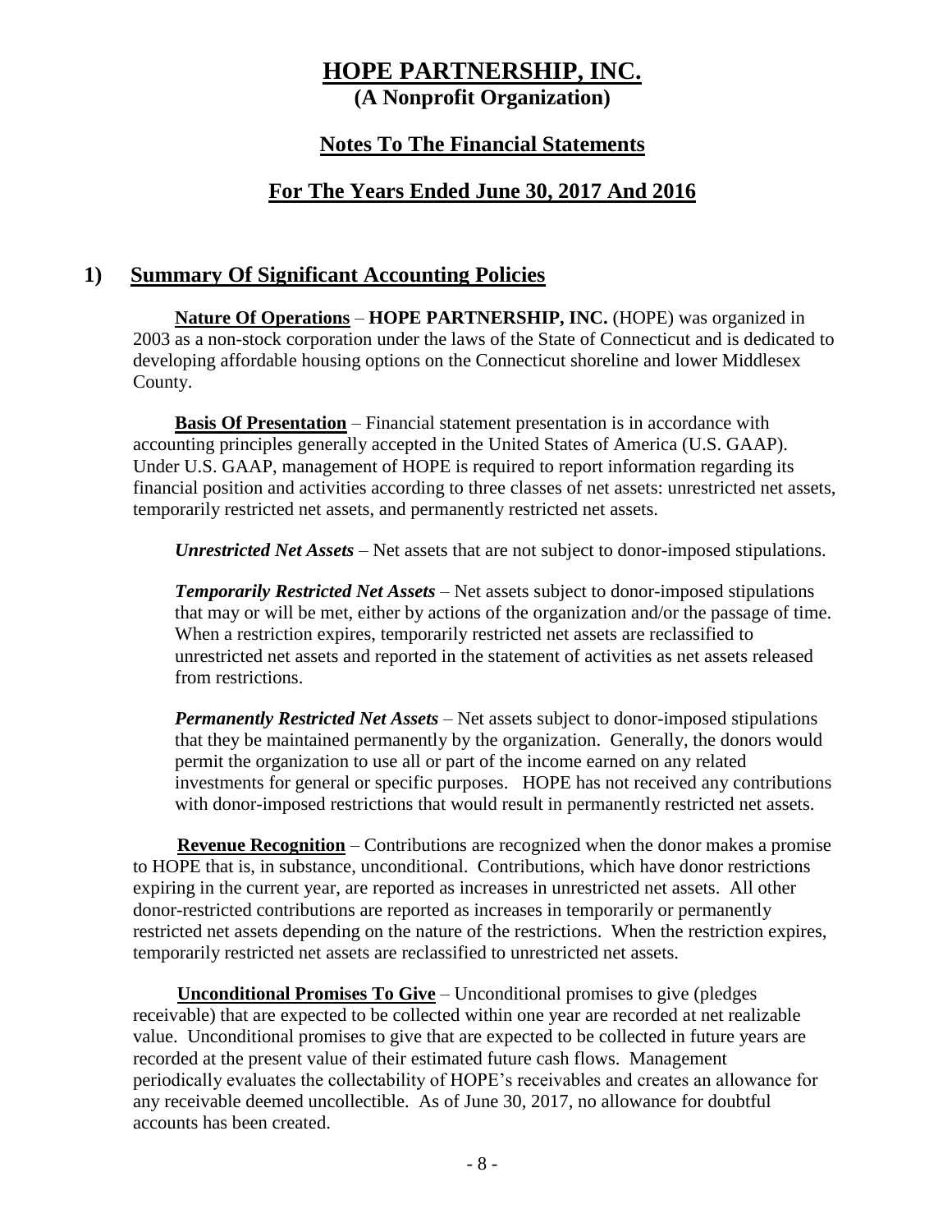# HOPE PARTNERSHIP, INC.

**(A Nonprofit Organization)**

## Notes To The Financial Statements

## For The Years Ended June 30, 2017 And 2016

## 1) Summary Of Significant Accounting Policies

**Nature Of Operations** – **HOPE PARTNERSHIP, INC.** (HOPE) was organized in 2003 as a non-stock corporation under the laws of the State of Connecticut and is dedicated to developing affordable housing options on the Connecticut shoreline and lower Middlesex County.

**Basis Of Presentation** – Financial statement presentation is in accordance with accounting principles generally accepted in the United States of America (U.S. GAAP). Under U.S. GAAP, management of HOPE is required to report information regarding its financial position and activities according to three classes of net assets: unrestricted net assets, temporarily restricted net assets, and permanently restricted net assets.

***Unrestricted Net Assets*** – Net assets that are not subject to donor-imposed stipulations.

***Temporarily Restricted Net Assets*** – Net assets subject to donor-imposed stipulations that may or will be met, either by actions of the organization and/or the passage of time. When a restriction expires, temporarily restricted net assets are reclassified to unrestricted net assets and reported in the statement of activities as net assets released from restrictions.

***Permanently Restricted Net Assets*** – Net assets subject to donor-imposed stipulations that they be maintained permanently by the organization. Generally, the donors would permit the organization to use all or part of the income earned on any related investments for general or specific purposes. HOPE has not received any contributions with donor-imposed restrictions that would result in permanently restricted net assets.

**Revenue Recognition** – Contributions are recognized when the donor makes a promise to HOPE that is, in substance, unconditional. Contributions, which have donor restrictions expiring in the current year, are reported as increases in unrestricted net assets. All other donor-restricted contributions are reported as increases in temporarily or permanently restricted net assets depending on the nature of the restrictions. When the restriction expires, temporarily restricted net assets are reclassified to unrestricted net assets.

**Unconditional Promises To Give** – Unconditional promises to give (pledges receivable) that are expected to be collected within one year are recorded at net realizable value. Unconditional promises to give that are expected to be collected in future years are recorded at the present value of their estimated future cash flows. Management periodically evaluates the collectability of HOPE's receivables and creates an allowance for any receivable deemed uncollectible. As of June 30, 2017, no allowance for doubtful accounts has been created.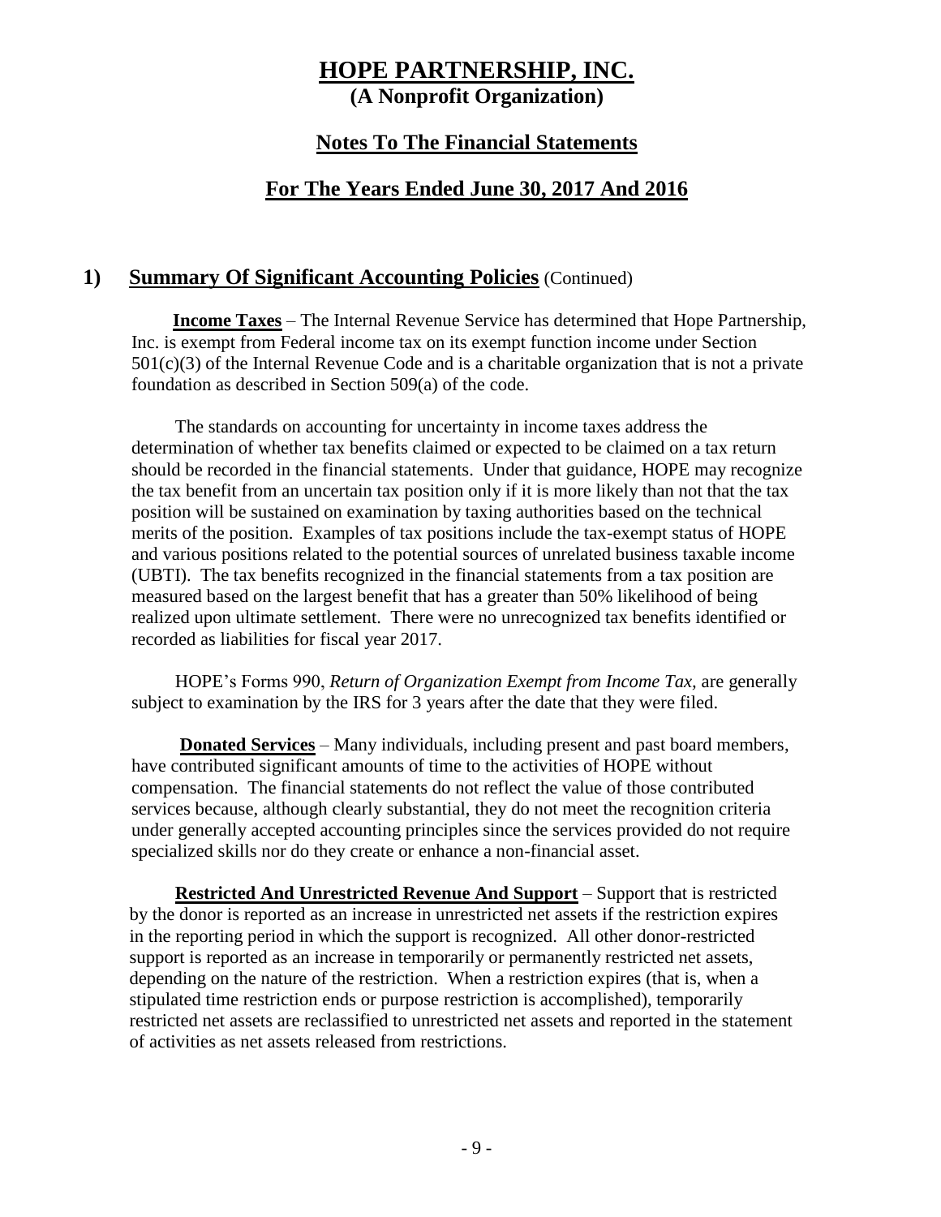# HOPE PARTNERSHIP, INC.
**(A Nonprofit Organization)**

## Notes To The Financial Statements

## For The Years Ended June 30, 2017 And 2016

### 1) Summary Of Significant Accounting Policies (Continued)

**Income Taxes** – The Internal Revenue Service has determined that Hope Partnership, Inc. is exempt from Federal income tax on its exempt function income under Section 501(c)(3) of the Internal Revenue Code and is a charitable organization that is not a private foundation as described in Section 509(a) of the code.

The standards on accounting for uncertainty in income taxes address the determination of whether tax benefits claimed or expected to be claimed on a tax return should be recorded in the financial statements. Under that guidance, HOPE may recognize the tax benefit from an uncertain tax position only if it is more likely than not that the tax position will be sustained on examination by taxing authorities based on the technical merits of the position. Examples of tax positions include the tax-exempt status of HOPE and various positions related to the potential sources of unrelated business taxable income (UBTI). The tax benefits recognized in the financial statements from a tax position are measured based on the largest benefit that has a greater than 50% likelihood of being realized upon ultimate settlement. There were no unrecognized tax benefits identified or recorded as liabilities for fiscal year 2017.

HOPE's Forms 990, *Return of Organization Exempt from Income Tax,* are generally subject to examination by the IRS for 3 years after the date that they were filed.

**Donated Services** – Many individuals, including present and past board members, have contributed significant amounts of time to the activities of HOPE without compensation. The financial statements do not reflect the value of those contributed services because, although clearly substantial, they do not meet the recognition criteria under generally accepted accounting principles since the services provided do not require specialized skills nor do they create or enhance a non-financial asset.

**Restricted And Unrestricted Revenue And Support** – Support that is restricted by the donor is reported as an increase in unrestricted net assets if the restriction expires in the reporting period in which the support is recognized. All other donor-restricted support is reported as an increase in temporarily or permanently restricted net assets, depending on the nature of the restriction. When a restriction expires (that is, when a stipulated time restriction ends or purpose restriction is accomplished), temporarily restricted net assets are reclassified to unrestricted net assets and reported in the statement of activities as net assets released from restrictions.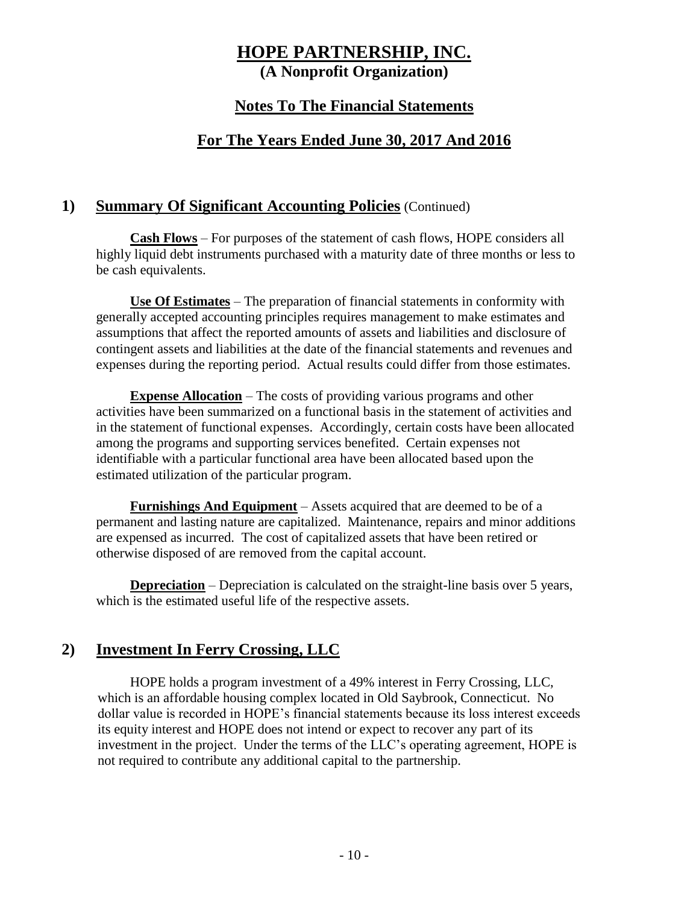# HOPE PARTNERSHIP, INC.
**(A Nonprofit Organization)**

## Notes To The Financial Statements

## For The Years Ended June 30, 2017 And 2016

## 1) Summary Of Significant Accounting Policies (Continued)

**Cash Flows** – For purposes of the statement of cash flows, HOPE considers all highly liquid debt instruments purchased with a maturity date of three months or less to be cash equivalents.

**Use Of Estimates** – The preparation of financial statements in conformity with generally accepted accounting principles requires management to make estimates and assumptions that affect the reported amounts of assets and liabilities and disclosure of contingent assets and liabilities at the date of the financial statements and revenues and expenses during the reporting period. Actual results could differ from those estimates.

**Expense Allocation** – The costs of providing various programs and other activities have been summarized on a functional basis in the statement of activities and in the statement of functional expenses. Accordingly, certain costs have been allocated among the programs and supporting services benefited. Certain expenses not identifiable with a particular functional area have been allocated based upon the estimated utilization of the particular program.

**Furnishings And Equipment** – Assets acquired that are deemed to be of a permanent and lasting nature are capitalized. Maintenance, repairs and minor additions are expensed as incurred. The cost of capitalized assets that have been retired or otherwise disposed of are removed from the capital account.

**Depreciation** – Depreciation is calculated on the straight-line basis over 5 years, which is the estimated useful life of the respective assets.

## 2) Investment In Ferry Crossing, LLC

HOPE holds a program investment of a 49% interest in Ferry Crossing, LLC, which is an affordable housing complex located in Old Saybrook, Connecticut. No dollar value is recorded in HOPE's financial statements because its loss interest exceeds its equity interest and HOPE does not intend or expect to recover any part of its investment in the project. Under the terms of the LLC's operating agreement, HOPE is not required to contribute any additional capital to the partnership.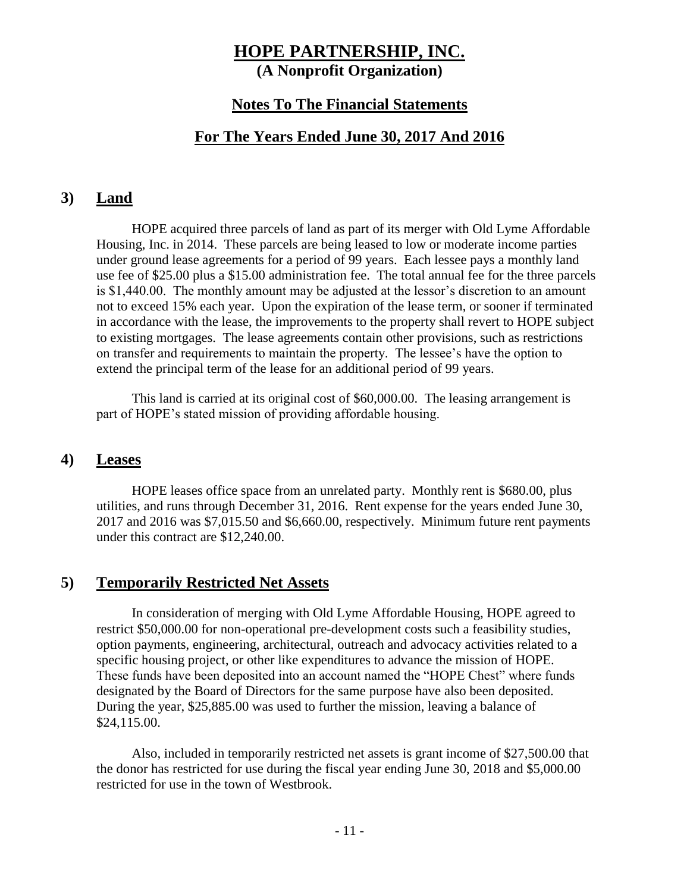# HOPE PARTNERSHIP, INC.

**(A Nonprofit Organization)**

## Notes To The Financial Statements

## For The Years Ended June 30, 2017 And 2016

## 3) Land

HOPE acquired three parcels of land as part of its merger with Old Lyme Affordable Housing, Inc. in 2014. These parcels are being leased to low or moderate income parties under ground lease agreements for a period of 99 years. Each lessee pays a monthly land use fee of $25.00 plus a $15.00 administration fee. The total annual fee for the three parcels is $1,440.00. The monthly amount may be adjusted at the lessor's discretion to an amount not to exceed 15% each year. Upon the expiration of the lease term, or sooner if terminated in accordance with the lease, the improvements to the property shall revert to HOPE subject to existing mortgages. The lease agreements contain other provisions, such as restrictions on transfer and requirements to maintain the property. The lessee's have the option to extend the principal term of the lease for an additional period of 99 years.

This land is carried at its original cost of $60,000.00. The leasing arrangement is part of HOPE's stated mission of providing affordable housing.

## 4) Leases

HOPE leases office space from an unrelated party. Monthly rent is $680.00, plus utilities, and runs through December 31, 2016. Rent expense for the years ended June 30, 2017 and 2016 was $7,015.50 and $6,660.00, respectively. Minimum future rent payments under this contract are $12,240.00.

## 5) Temporarily Restricted Net Assets

In consideration of merging with Old Lyme Affordable Housing, HOPE agreed to restrict $50,000.00 for non-operational pre-development costs such a feasibility studies, option payments, engineering, architectural, outreach and advocacy activities related to a specific housing project, or other like expenditures to advance the mission of HOPE. These funds have been deposited into an account named the "HOPE Chest" where funds designated by the Board of Directors for the same purpose have also been deposited. During the year, $25,885.00 was used to further the mission, leaving a balance of $24,115.00.

Also, included in temporarily restricted net assets is grant income of $27,500.00 that the donor has restricted for use during the fiscal year ending June 30, 2018 and $5,000.00 restricted for use in the town of Westbrook.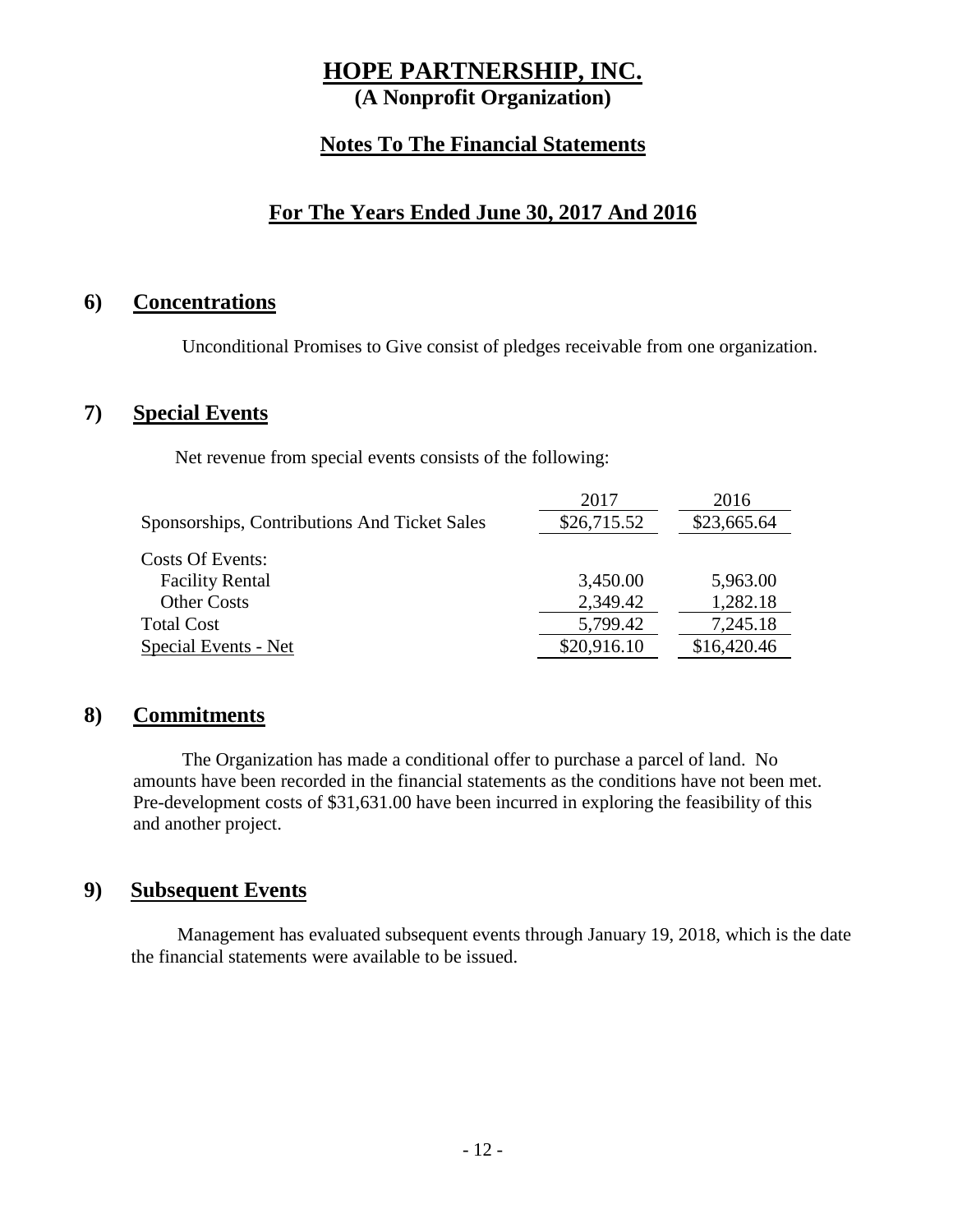# HOPE PARTNERSHIP, INC.
**(A Nonprofit Organization)**

## Notes To The Financial Statements

## For The Years Ended June 30, 2017 And 2016

### 6) Concentrations

Unconditional Promises to Give consist of pledges receivable from one organization.

### 7) Special Events

Net revenue from special events consists of the following:

| | 2017 | 2016 |
|---|---|---|
| Sponsorships, Contributions And Ticket Sales | $26,715.52 | $23,665.64 |
| Costs Of Events: | | |
| Facility Rental | 3,450.00 | 5,963.00 |
| Other Costs | 2,349.42 | 1,282.18 |
| Total Cost | 5,799.42 | 7,245.18 |
| Special Events - Net | $20,916.10 | $16,420.46 |

### 8) Commitments

The Organization has made a conditional offer to purchase a parcel of land. No amounts have been recorded in the financial statements as the conditions have not been met. Pre-development costs of $31,631.00 have been incurred in exploring the feasibility of this and another project.

### 9) Subsequent Events

Management has evaluated subsequent events through January 19, 2018, which is the date the financial statements were available to be issued.